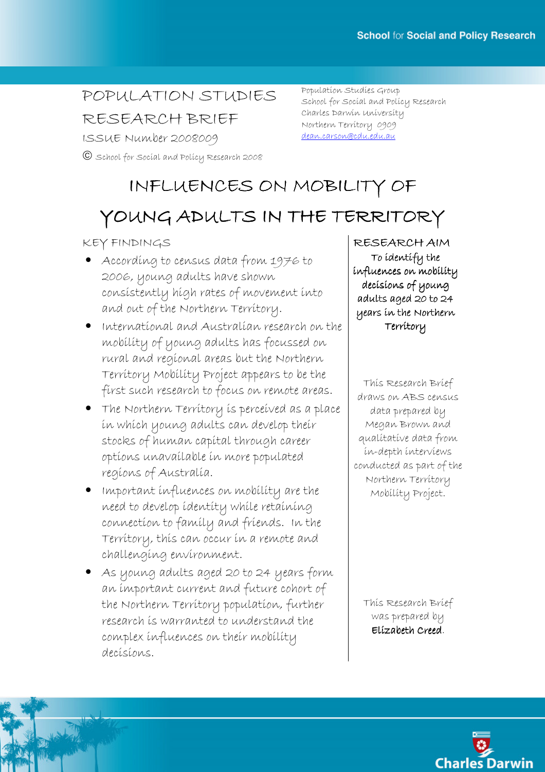POPULATION STUDIES RESEARCH BRIEF

ISSUE Number 2008009

© School for Social and Policy Research 2008

Population Studies Group
School for Social and Policy Research
Charles Darwin University
Northern Territory 0909
dean.carson@cdu.edu.au

# INFLUENCES ON MOBILITY OF YOUNG ADULTS IN THE TERRITORY

## KEY FINDINGS

- According to census data from 1976 to 2006, young adults have shown consistently high rates of movement into and out of the Northern Territory.
- International and Australian research on the mobility of young adults has focussed on rural and regional areas but the Northern Territory Mobility Project appears to be the first such research to focus on remote areas.
- The Northern Territory is perceived as a place in which young adults can develop their stocks of human capital through career options unavailable in more populated regions of Australia.
- Important influences on mobility are the need to develop identity while retaining connection to family and friends. In the Territory, this can occur in a remote and challenging environment.
- As young adults aged 20 to 24 years form an important current and future cohort of the Northern Territory population, further research is warranted to understand the complex influences on their mobility decisions.

## RESEARCH AIM

**To identify the influences on mobility decisions of young adults aged 20 to 24 years in the Northern Territory**

This Research Brief draws on ABS census data prepared by Megan Brown and qualitative data from in-depth interviews conducted as part of the Northern Territory Mobility Project.

This Research Brief was prepared by **Elizabeth Creed**.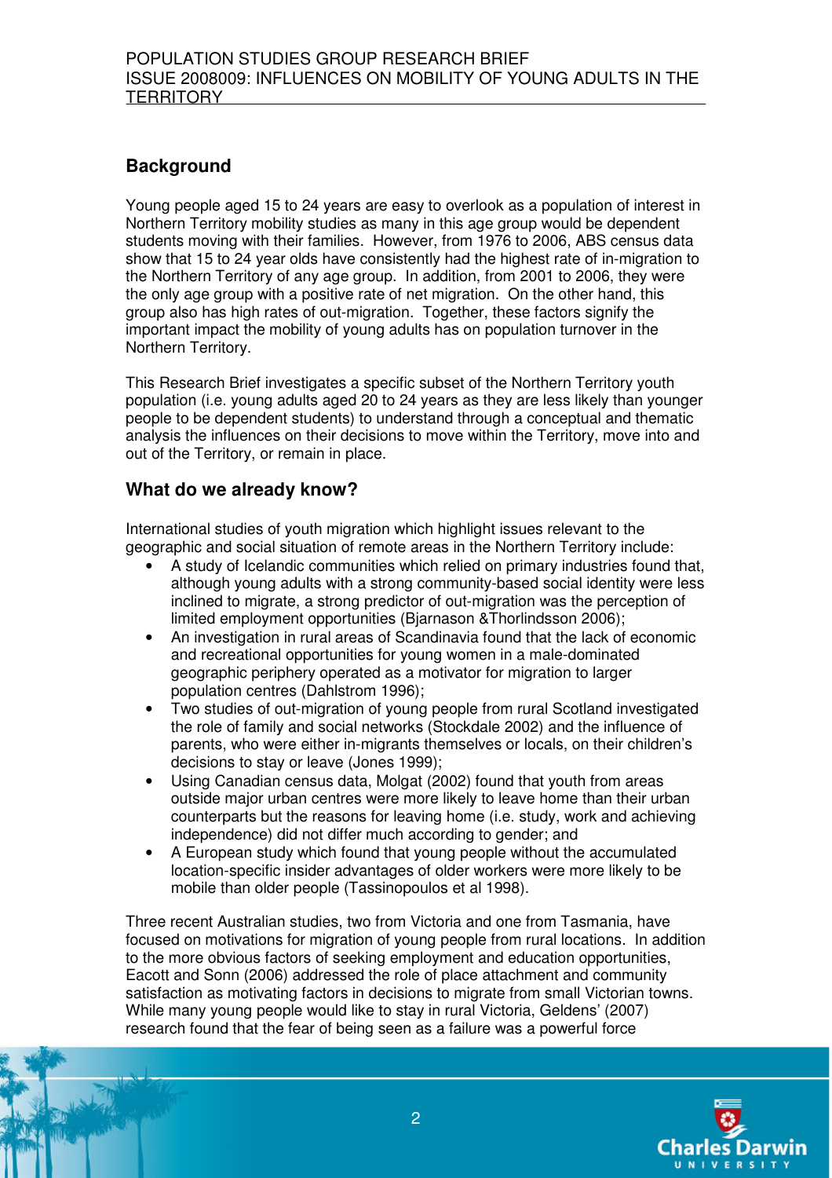## Background

Young people aged 15 to 24 years are easy to overlook as a population of interest in Northern Territory mobility studies as many in this age group would be dependent students moving with their families. However, from 1976 to 2006, ABS census data show that 15 to 24 year olds have consistently had the highest rate of in-migration to the Northern Territory of any age group. In addition, from 2001 to 2006, they were the only age group with a positive rate of net migration. On the other hand, this group also has high rates of out-migration. Together, these factors signify the important impact the mobility of young adults has on population turnover in the Northern Territory.

This Research Brief investigates a specific subset of the Northern Territory youth population (i.e. young adults aged 20 to 24 years as they are less likely than younger people to be dependent students) to understand through a conceptual and thematic analysis the influences on their decisions to move within the Territory, move into and out of the Territory, or remain in place.

## What do we already know?

International studies of youth migration which highlight issues relevant to the geographic and social situation of remote areas in the Northern Territory include:

- A study of Icelandic communities which relied on primary industries found that, although young adults with a strong community-based social identity were less inclined to migrate, a strong predictor of out-migration was the perception of limited employment opportunities (Bjarnason &Thorlindsson 2006);
- An investigation in rural areas of Scandinavia found that the lack of economic and recreational opportunities for young women in a male-dominated geographic periphery operated as a motivator for migration to larger population centres (Dahlstrom 1996);
- Two studies of out-migration of young people from rural Scotland investigated the role of family and social networks (Stockdale 2002) and the influence of parents, who were either in-migrants themselves or locals, on their children's decisions to stay or leave (Jones 1999);
- Using Canadian census data, Molgat (2002) found that youth from areas outside major urban centres were more likely to leave home than their urban counterparts but the reasons for leaving home (i.e. study, work and achieving independence) did not differ much according to gender; and
- A European study which found that young people without the accumulated location-specific insider advantages of older workers were more likely to be mobile than older people (Tassinopoulos et al 1998).

Three recent Australian studies, two from Victoria and one from Tasmania, have focused on motivations for migration of young people from rural locations. In addition to the more obvious factors of seeking employment and education opportunities, Eacott and Sonn (2006) addressed the role of place attachment and community satisfaction as motivating factors in decisions to migrate from small Victorian towns. While many young people would like to stay in rural Victoria, Geldens' (2007) research found that the fear of being seen as a failure was a powerful force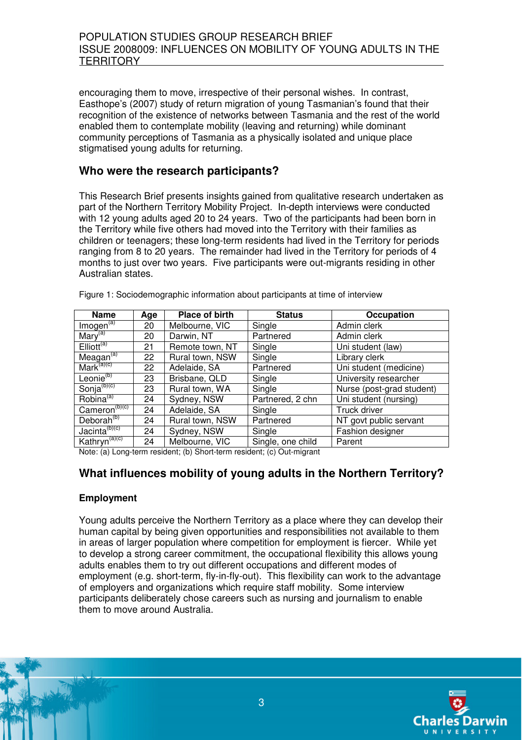encouraging them to move, irrespective of their personal wishes. In contrast, Easthope's (2007) study of return migration of young Tasmanian's found that their recognition of the existence of networks between Tasmania and the rest of the world enabled them to contemplate mobility (leaving and returning) while dominant community perceptions of Tasmania as a physically isolated and unique place stigmatised young adults for returning.

## Who were the research participants?

This Research Brief presents insights gained from qualitative research undertaken as part of the Northern Territory Mobility Project. In-depth interviews were conducted with 12 young adults aged 20 to 24 years. Two of the participants had been born in the Territory while five others had moved into the Territory with their families as children or teenagers; these long-term residents had lived in the Territory for periods ranging from 8 to 20 years. The remainder had lived in the Territory for periods of 4 months to just over two years. Five participants were out-migrants residing in other Australian states.

Figure 1: Sociodemographic information about participants at time of interview

| Name | Age | Place of birth | Status | Occupation |
|---|---|---|---|---|
| Imogen[a] | 20 | Melbourne, VIC | Single | Admin clerk |
| Mary[a] | 20 | Darwin, NT | Partnered | Admin clerk |
| Elliott[a] | 21 | Remote town, NT | Single | Uni student (law) |
| Meagan[a] | 22 | Rural town, NSW | Single | Library clerk |
| Mark[a][c] | 22 | Adelaide, SA | Partnered | Uni student (medicine) |
| Leonie[b] | 23 | Brisbane, QLD | Single | University researcher |
| Sonja[b][c] | 23 | Rural town, WA | Single | Nurse (post-grad student) |
| Robina[a] | 24 | Sydney, NSW | Partnered, 2 chn | Uni student (nursing) |
| Cameron[b][c] | 24 | Adelaide, SA | Single | Truck driver |
| Deborah[b] | 24 | Rural town, NSW | Partnered | NT govt public servant |
| Jacinta[b][c] | 24 | Sydney, NSW | Single | Fashion designer |
| Kathryn[a][c] | 24 | Melbourne, VIC | Single, one child | Parent |

Note: (a) Long-term resident; (b) Short-term resident; (c) Out-migrant

## What influences mobility of young adults in the Northern Territory?

### Employment

Young adults perceive the Northern Territory as a place where they can develop their human capital by being given opportunities and responsibilities not available to them in areas of larger population where competition for employment is fiercer. While yet to develop a strong career commitment, the occupational flexibility this allows young adults enables them to try out different occupations and different modes of employment (e.g. short-term, fly-in-fly-out). This flexibility can work to the advantage of employers and organizations which require staff mobility. Some interview participants deliberately chose careers such as nursing and journalism to enable them to move around Australia.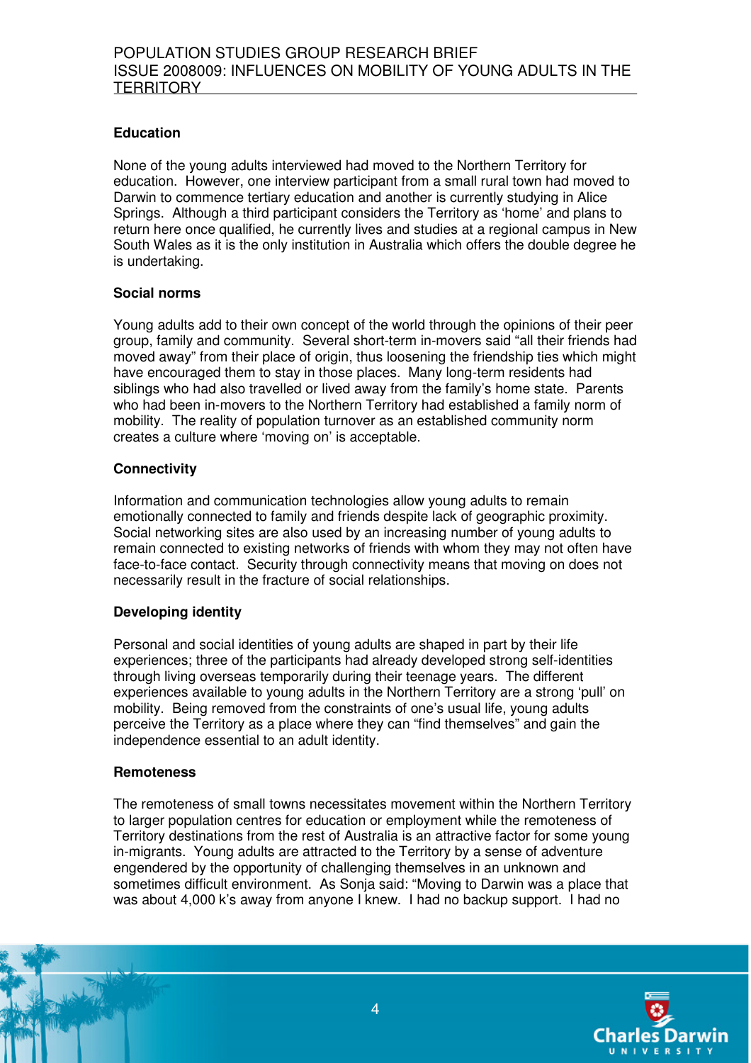**Education**

None of the young adults interviewed had moved to the Northern Territory for education. However, one interview participant from a small rural town had moved to Darwin to commence tertiary education and another is currently studying in Alice Springs. Although a third participant considers the Territory as 'home' and plans to return here once qualified, he currently lives and studies at a regional campus in New South Wales as it is the only institution in Australia which offers the double degree he is undertaking.

**Social norms**

Young adults add to their own concept of the world through the opinions of their peer group, family and community. Several short-term in-movers said "all their friends had moved away" from their place of origin, thus loosening the friendship ties which might have encouraged them to stay in those places. Many long-term residents had siblings who had also travelled or lived away from the family's home state. Parents who had been in-movers to the Northern Territory had established a family norm of mobility. The reality of population turnover as an established community norm creates a culture where 'moving on' is acceptable.

**Connectivity**

Information and communication technologies allow young adults to remain emotionally connected to family and friends despite lack of geographic proximity. Social networking sites are also used by an increasing number of young adults to remain connected to existing networks of friends with whom they may not often have face-to-face contact. Security through connectivity means that moving on does not necessarily result in the fracture of social relationships.

**Developing identity**

Personal and social identities of young adults are shaped in part by their life experiences; three of the participants had already developed strong self-identities through living overseas temporarily during their teenage years. The different experiences available to young adults in the Northern Territory are a strong 'pull' on mobility. Being removed from the constraints of one's usual life, young adults perceive the Territory as a place where they can "find themselves" and gain the independence essential to an adult identity.

**Remoteness**

The remoteness of small towns necessitates movement within the Northern Territory to larger population centres for education or employment while the remoteness of Territory destinations from the rest of Australia is an attractive factor for some young in-migrants. Young adults are attracted to the Territory by a sense of adventure engendered by the opportunity of challenging themselves in an unknown and sometimes difficult environment. As Sonja said: "Moving to Darwin was a place that was about 4,000 k's away from anyone I knew. I had no backup support. I had no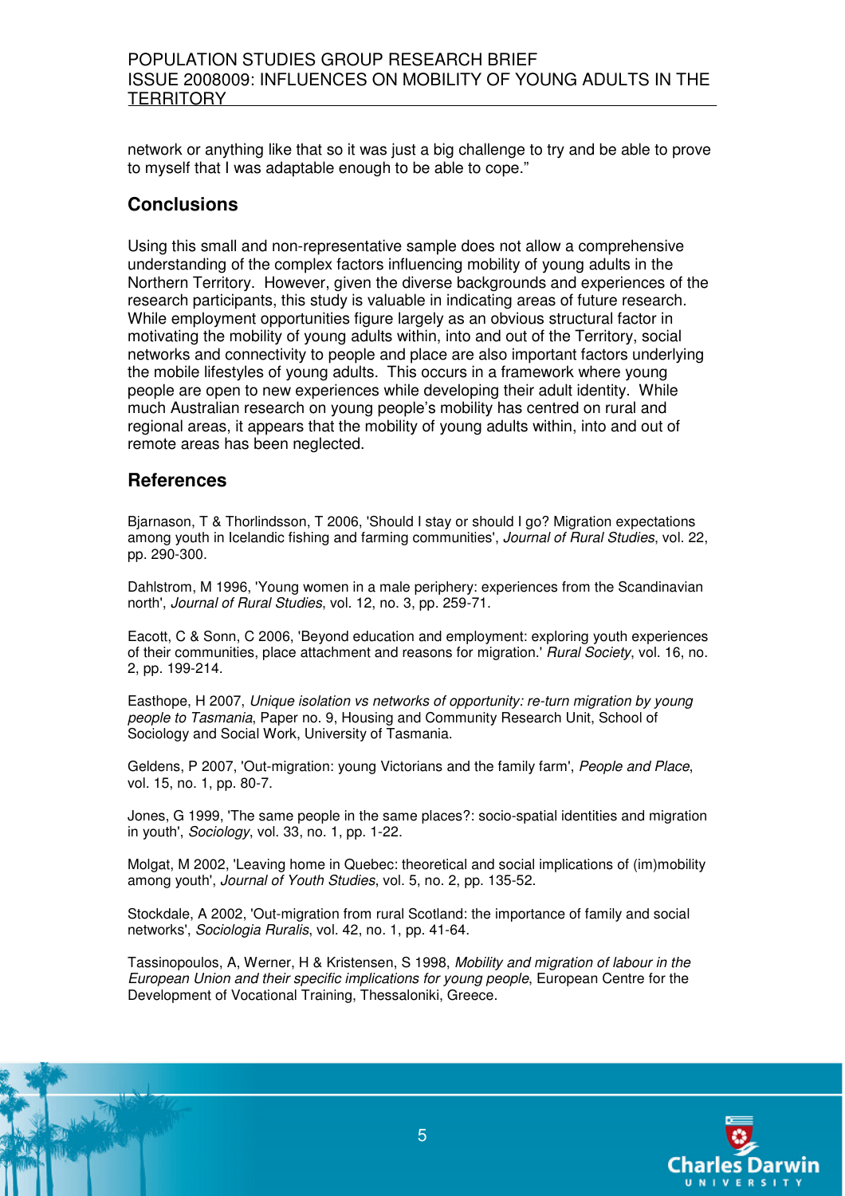network or anything like that so it was just a big challenge to try and be able to prove to myself that I was adaptable enough to be able to cope."

## Conclusions

Using this small and non-representative sample does not allow a comprehensive understanding of the complex factors influencing mobility of young adults in the Northern Territory. However, given the diverse backgrounds and experiences of the research participants, this study is valuable in indicating areas of future research. While employment opportunities figure largely as an obvious structural factor in motivating the mobility of young adults within, into and out of the Territory, social networks and connectivity to people and place are also important factors underlying the mobile lifestyles of young adults. This occurs in a framework where young people are open to new experiences while developing their adult identity. While much Australian research on young people's mobility has centred on rural and regional areas, it appears that the mobility of young adults within, into and out of remote areas has been neglected.

## References

Bjarnason, T & Thorlindsson, T 2006, 'Should I stay or should I go? Migration expectations among youth in Icelandic fishing and farming communities', *Journal of Rural Studies*, vol. 22, pp. 290-300.

Dahlstrom, M 1996, 'Young women in a male periphery: experiences from the Scandinavian north', *Journal of Rural Studies*, vol. 12, no. 3, pp. 259-71.

Eacott, C & Sonn, C 2006, 'Beyond education and employment: exploring youth experiences of their communities, place attachment and reasons for migration.' *Rural Society*, vol. 16, no. 2, pp. 199-214.

Easthope, H 2007, *Unique isolation vs networks of opportunity: re-turn migration by young people to Tasmania*, Paper no. 9, Housing and Community Research Unit, School of Sociology and Social Work, University of Tasmania.

Geldens, P 2007, 'Out-migration: young Victorians and the family farm', *People and Place*, vol. 15, no. 1, pp. 80-7.

Jones, G 1999, 'The same people in the same places?: socio-spatial identities and migration in youth', *Sociology*, vol. 33, no. 1, pp. 1-22.

Molgat, M 2002, 'Leaving home in Quebec: theoretical and social implications of (im)mobility among youth', *Journal of Youth Studies*, vol. 5, no. 2, pp. 135-52.

Stockdale, A 2002, 'Out-migration from rural Scotland: the importance of family and social networks', *Sociologia Ruralis*, vol. 42, no. 1, pp. 41-64.

Tassinopoulos, A, Werner, H & Kristensen, S 1998, *Mobility and migration of labour in the European Union and their specific implications for young people*, European Centre for the Development of Vocational Training, Thessaloniki, Greece.